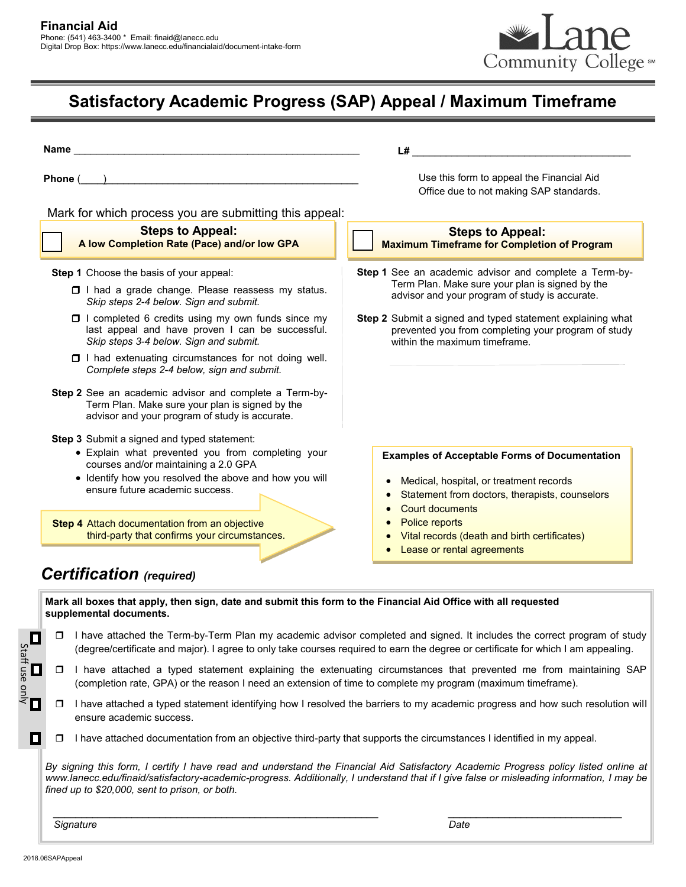**Financial Aid**
Phone: (541) 463-3400 * Email: finaid@lanecc.edu
Digital Drop Box: https://www.lanecc.edu/financialaid/document-intake-form

Lane Community College

# Satisfactory Academic Progress (SAP) Appeal / Maximum Timeframe

**Name** ___________________________________________ **L#** ___________________________________

**Phone** (____)_________________________________________

Use this form to appeal the Financial Aid Office due to not making SAP standards.

Mark for which process you are submitting this appeal:

## ☐ Steps to Appeal: A low Completion Rate (Pace) and/or low GPA

**Step 1** Choose the basis of your appeal:

- ☐ I had a grade change. Please reassess my status. *Skip steps 2-4 below. Sign and submit.*
- ☐ I completed 6 credits using my own funds since my last appeal and have proven I can be successful. *Skip steps 3-4 below. Sign and submit.*
- ☐ I had extenuating circumstances for not doing well. *Complete steps 2-4 below, sign and submit.*

**Step 2** See an academic advisor and complete a Term-by-Term Plan. Make sure your plan is signed by the advisor and your program of study is accurate.

**Step 3** Submit a signed and typed statement:

- Explain what prevented you from completing your courses and/or maintaining a 2.0 GPA
- Identify how you resolved the above and how you will ensure future academic success.

**Step 4** Attach documentation from an objective third-party that confirms your circumstances.

## ☐ Steps to Appeal: Maximum Timeframe for Completion of Program

**Step 1** See an academic advisor and complete a Term-by-Term Plan. Make sure your plan is signed by the advisor and your program of study is accurate.

**Step 2** Submit a signed and typed statement explaining what prevented you from completing your program of study within the maximum timeframe.

**Examples of Acceptable Forms of Documentation**

- Medical, hospital, or treatment records
- Statement from doctors, therapists, counselors
- Court documents
- Police reports
- Vital records (death and birth certificates)
- Lease or rental agreements

## *Certification (required)*

**Mark all boxes that apply, then sign, date and submit this form to the Financial Aid Office with all requested supplemental documents.**

*Staff use only*

- ☐ I have attached the Term-by-Term Plan my academic advisor completed and signed. It includes the correct program of study (degree/certificate and major). I agree to only take courses required to earn the degree or certificate for which I am appealing.
- ☐ I have attached a typed statement explaining the extenuating circumstances that prevented me from maintaining SAP (completion rate, GPA) or the reason I need an extension of time to complete my program (maximum timeframe).
- ☐ I have attached a typed statement identifying how I resolved the barriers to my academic progress and how such resolution will ensure academic success.
- ☐ I have attached documentation from an objective third-party that supports the circumstances I identified in my appeal.

*By signing this form, I certify I have read and understand the Financial Aid Satisfactory Academic Progress policy listed online at www.lanecc.edu/finaid/satisfactory-academic-progress. Additionally, I understand that if I give false or misleading information, I may be fined up to $20,000, sent to prison, or both.*

_______________________________________________ _______________________________

*Signature* *Date*

2018.06SAPAppeal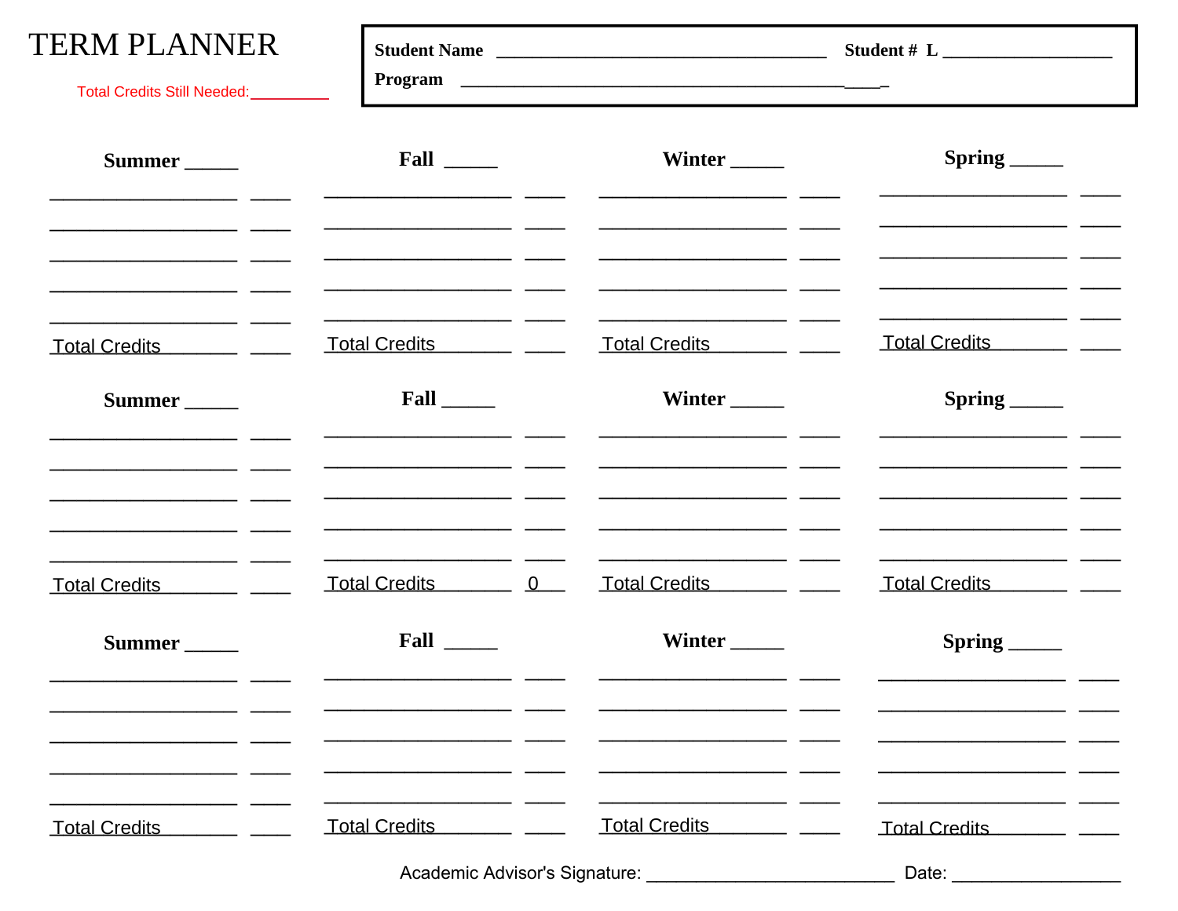# TERM PLANNER

Total Credits Still Needed: _________

**Student Name** ____________________________________ **Student # L** __________________

**Program** ____________________________________________

| **Summer _____** | | **Fall _____** | | **Winter _____** | | **Spring _____** | |
|---|---|---|---|---|---|---|---|
| | | | | | | | |
| | | | | | | | |
| | | | | | | | |
| | | | | | | | |
| | | | | | | | |
| Total Credits | | Total Credits | | Total Credits | | Total Credits | |

| **Summer _____** | | **Fall _____** | | **Winter _____** | | **Spring _____** | |
|---|---|---|---|---|---|---|---|
| | | | | | | | |
| | | | | | | | |
| | | | | | | | |
| | | | | | | | |
| | | | | | | | |
| Total Credits | | Total Credits | 0 | Total Credits | | Total Credits | |

| **Summer _____** | | **Fall _____** | | **Winter _____** | | **Spring _____** | |
|---|---|---|---|---|---|---|---|
| | | | | | | | |
| | | | | | | | |
| | | | | | | | |
| | | | | | | | |
| | | | | | | | |
| Total Credits | | Total Credits | | Total Credits | | Total Credits | |

Academic Advisor's Signature: __________________________ Date: _________________